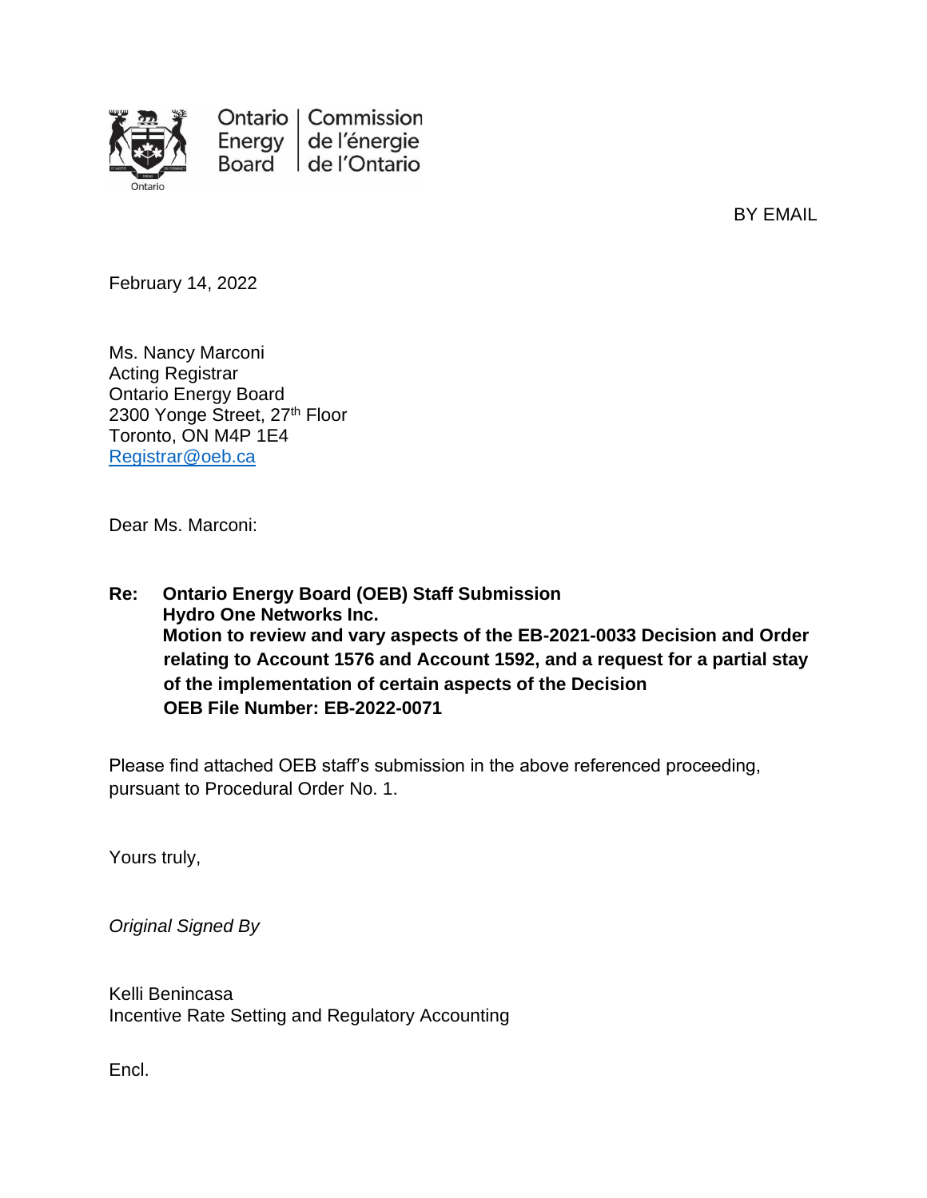Ontario Energy Board | Commission de l'énergie de l'Ontario

BY EMAIL

February 14, 2022

Ms. Nancy Marconi
Acting Registrar
Ontario Energy Board
2300 Yonge Street, 27th Floor
Toronto, ON M4P 1E4
Registrar@oeb.ca

Dear Ms. Marconi:

**Re: Ontario Energy Board (OEB) Staff Submission**
**Hydro One Networks Inc.**
**Motion to review and vary aspects of the EB-2021-0033 Decision and Order relating to Account 1576 and Account 1592, and a request for a partial stay of the implementation of certain aspects of the Decision**
**OEB File Number: EB-2022-0071**

Please find attached OEB staff's submission in the above referenced proceeding, pursuant to Procedural Order No. 1.

Yours truly,

*Original Signed By*

Kelli Benincasa
Incentive Rate Setting and Regulatory Accounting

Encl.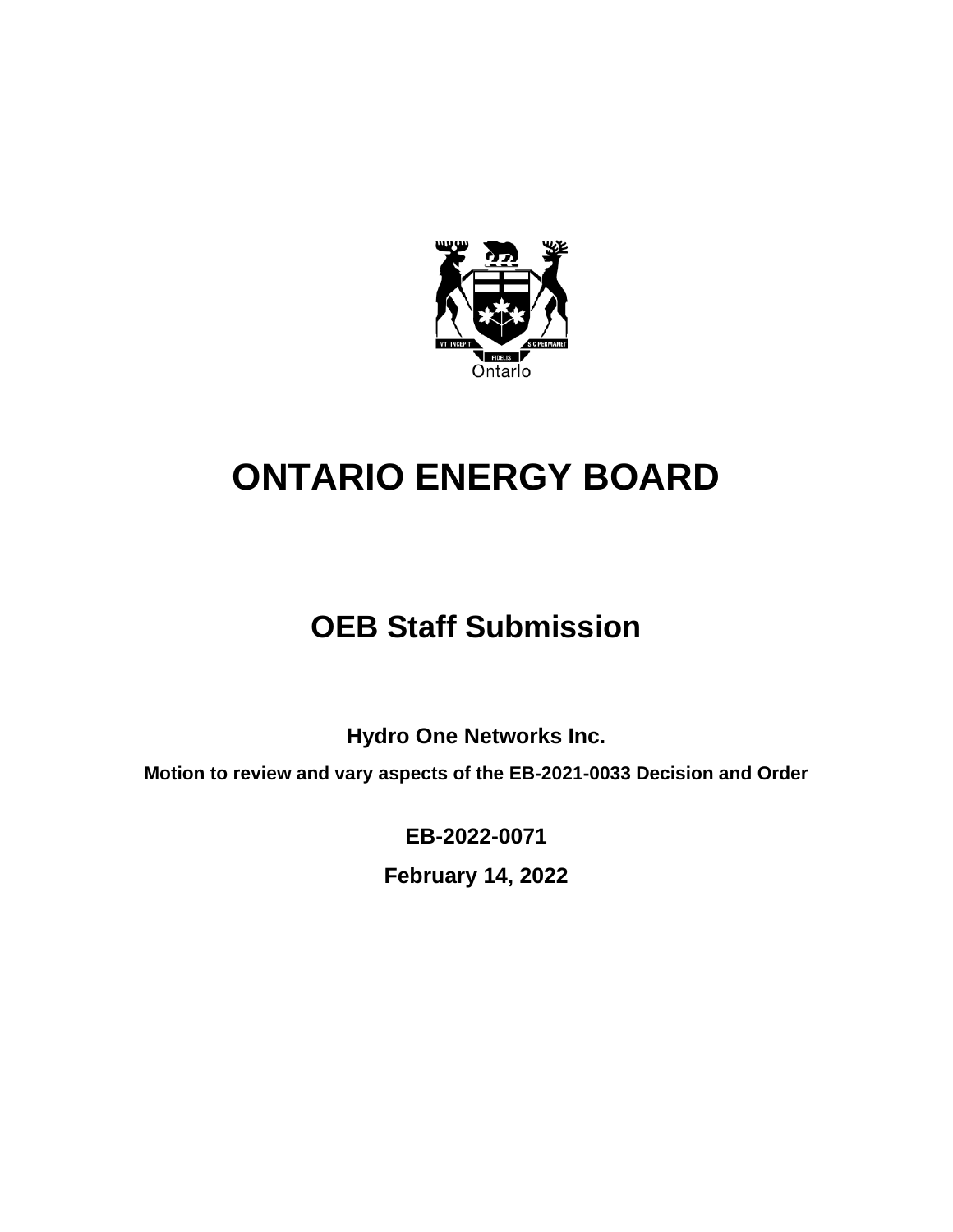# ONTARIO ENERGY BOARD

## OEB Staff Submission

**Hydro One Networks Inc.**

**Motion to review and vary aspects of the EB-2021-0033 Decision and Order**

**EB-2022-0071**

**February 14, 2022**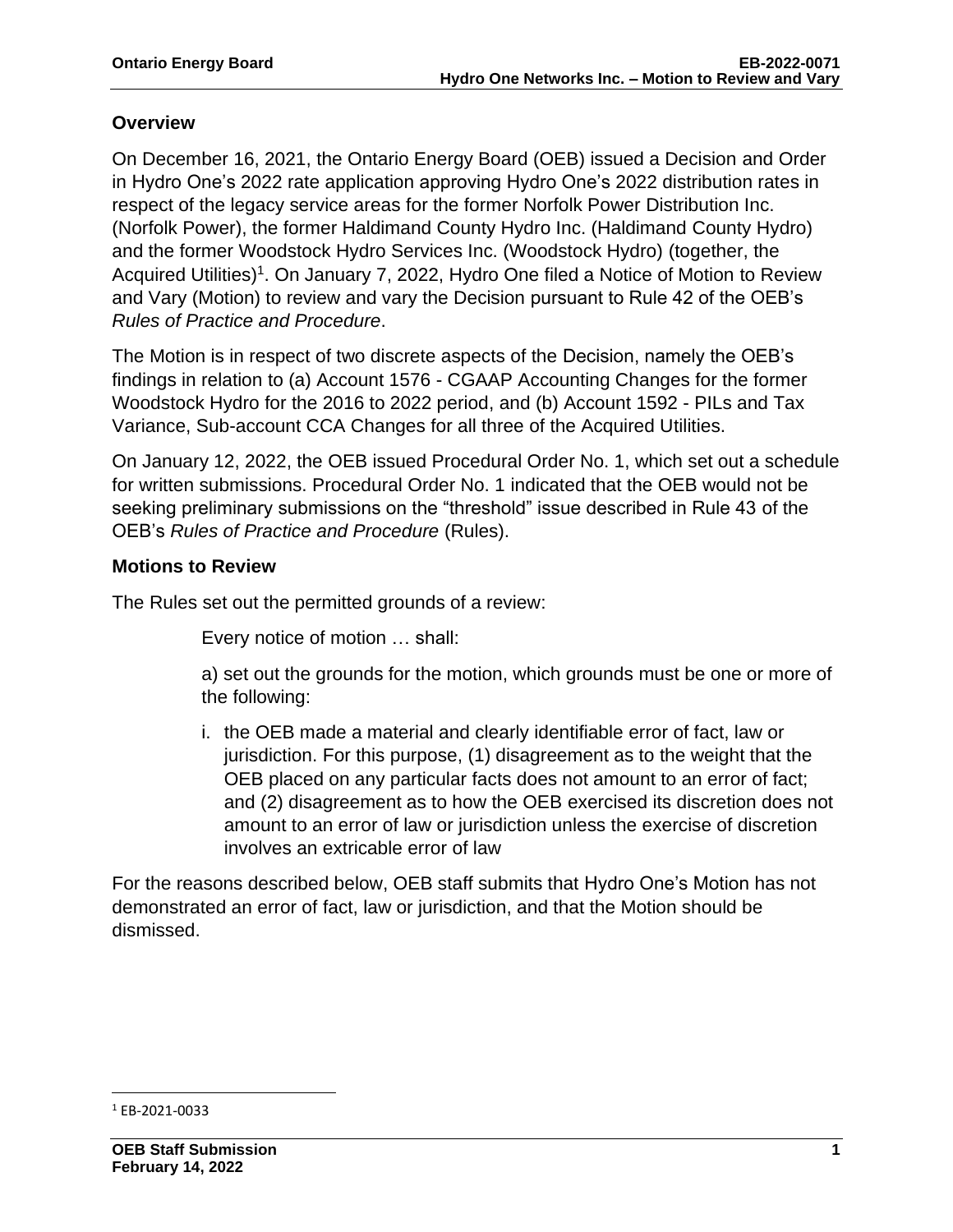## Overview

On December 16, 2021, the Ontario Energy Board (OEB) issued a Decision and Order in Hydro One's 2022 rate application approving Hydro One's 2022 distribution rates in respect of the legacy service areas for the former Norfolk Power Distribution Inc. (Norfolk Power), the former Haldimand County Hydro Inc. (Haldimand County Hydro) and the former Woodstock Hydro Services Inc. (Woodstock Hydro) (together, the Acquired Utilities)[1]. On January 7, 2022, Hydro One filed a Notice of Motion to Review and Vary (Motion) to review and vary the Decision pursuant to Rule 42 of the OEB's *Rules of Practice and Procedure*.

The Motion is in respect of two discrete aspects of the Decision, namely the OEB's findings in relation to (a) Account 1576 - CGAAP Accounting Changes for the former Woodstock Hydro for the 2016 to 2022 period, and (b) Account 1592 - PILs and Tax Variance, Sub-account CCA Changes for all three of the Acquired Utilities.

On January 12, 2022, the OEB issued Procedural Order No. 1, which set out a schedule for written submissions. Procedural Order No. 1 indicated that the OEB would not be seeking preliminary submissions on the "threshold" issue described in Rule 43 of the OEB's *Rules of Practice and Procedure* (Rules).

## Motions to Review

The Rules set out the permitted grounds of a review:

> Every notice of motion … shall:
>
> a) set out the grounds for the motion, which grounds must be one or more of the following:
>
> i. the OEB made a material and clearly identifiable error of fact, law or jurisdiction. For this purpose, (1) disagreement as to the weight that the OEB placed on any particular facts does not amount to an error of fact; and (2) disagreement as to how the OEB exercised its discretion does not amount to an error of law or jurisdiction unless the exercise of discretion involves an extricable error of law

For the reasons described below, OEB staff submits that Hydro One's Motion has not demonstrated an error of fact, law or jurisdiction, and that the Motion should be dismissed.

---

[1] EB-2021-0033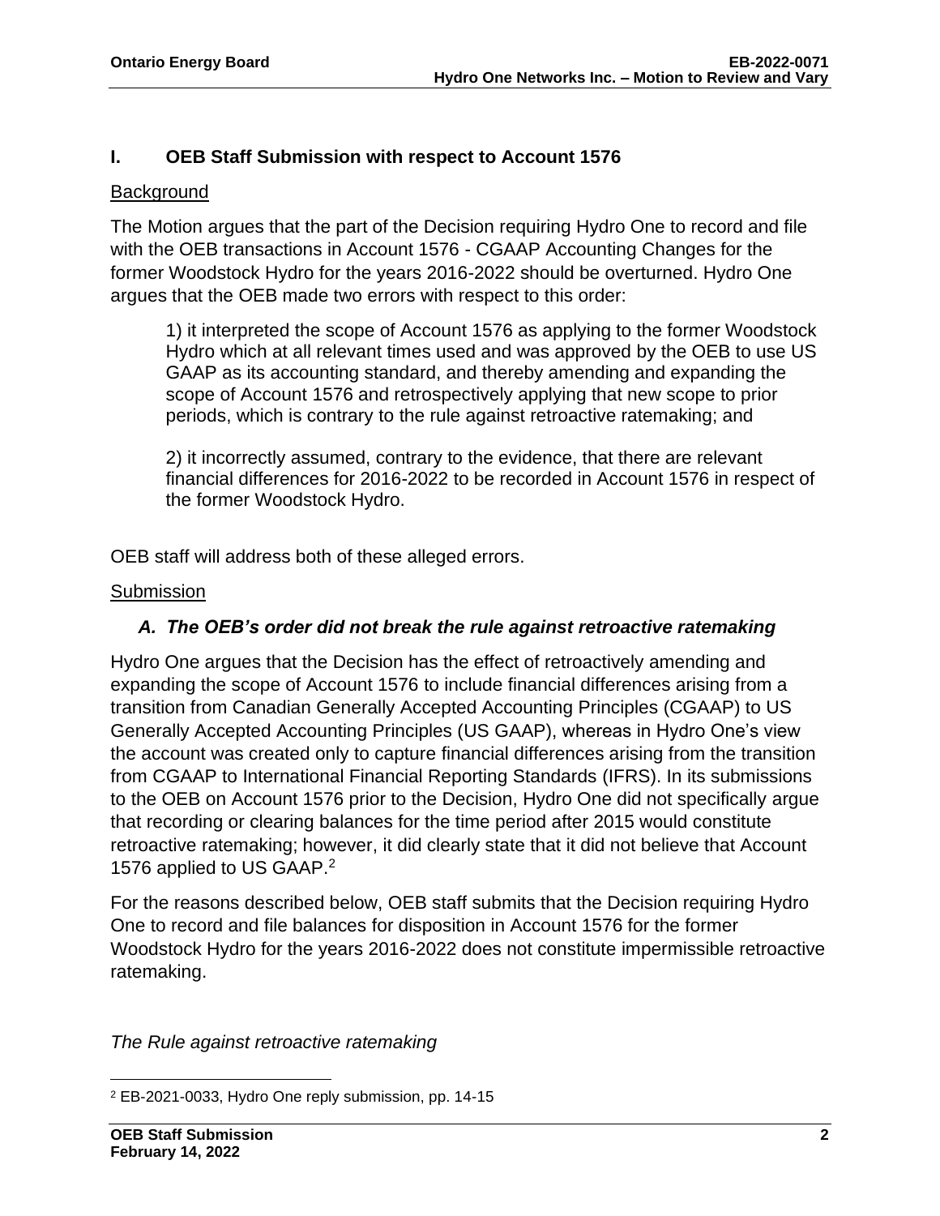## I. OEB Staff Submission with respect to Account 1576

Background

The Motion argues that the part of the Decision requiring Hydro One to record and file with the OEB transactions in Account 1576 - CGAAP Accounting Changes for the former Woodstock Hydro for the years 2016-2022 should be overturned. Hydro One argues that the OEB made two errors with respect to this order:

> 1) it interpreted the scope of Account 1576 as applying to the former Woodstock Hydro which at all relevant times used and was approved by the OEB to use US GAAP as its accounting standard, and thereby amending and expanding the scope of Account 1576 and retrospectively applying that new scope to prior periods, which is contrary to the rule against retroactive ratemaking; and
>
> 2) it incorrectly assumed, contrary to the evidence, that there are relevant financial differences for 2016-2022 to be recorded in Account 1576 in respect of the former Woodstock Hydro.

OEB staff will address both of these alleged errors.

Submission

### *A. The OEB's order did not break the rule against retroactive ratemaking*

Hydro One argues that the Decision has the effect of retroactively amending and expanding the scope of Account 1576 to include financial differences arising from a transition from Canadian Generally Accepted Accounting Principles (CGAAP) to US Generally Accepted Accounting Principles (US GAAP), whereas in Hydro One's view the account was created only to capture financial differences arising from the transition from CGAAP to International Financial Reporting Standards (IFRS). In its submissions to the OEB on Account 1576 prior to the Decision, Hydro One did not specifically argue that recording or clearing balances for the time period after 2015 would constitute retroactive ratemaking; however, it did clearly state that it did not believe that Account 1576 applied to US GAAP.[2]

For the reasons described below, OEB staff submits that the Decision requiring Hydro One to record and file balances for disposition in Account 1576 for the former Woodstock Hydro for the years 2016-2022 does not constitute impermissible retroactive ratemaking.

*The Rule against retroactive ratemaking*

[2] EB-2021-0033, Hydro One reply submission, pp. 14-15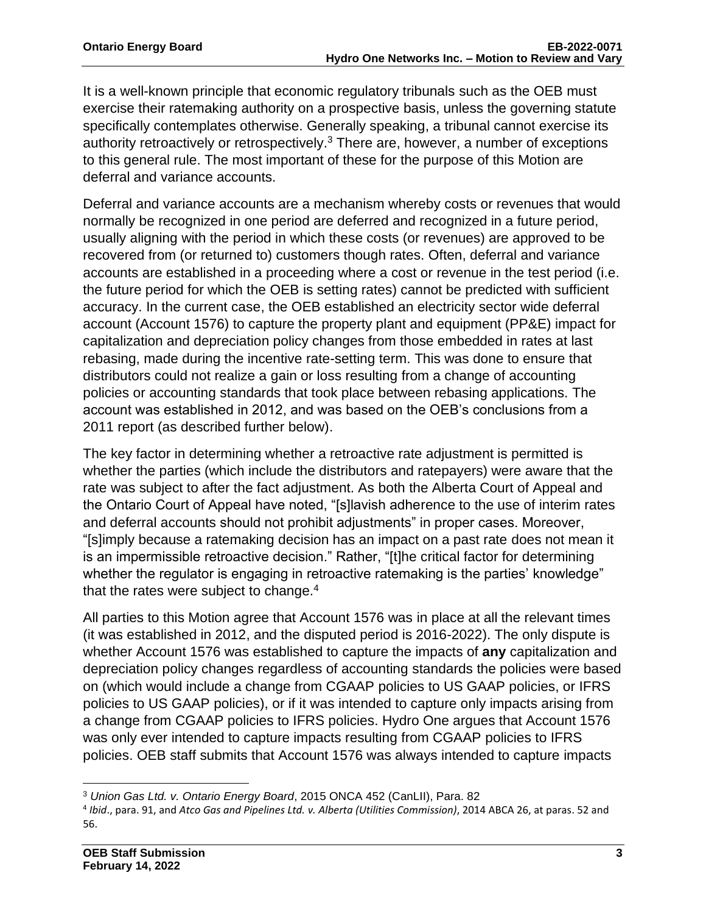It is a well-known principle that economic regulatory tribunals such as the OEB must exercise their ratemaking authority on a prospective basis, unless the governing statute specifically contemplates otherwise. Generally speaking, a tribunal cannot exercise its authority retroactively or retrospectively.[3] There are, however, a number of exceptions to this general rule. The most important of these for the purpose of this Motion are deferral and variance accounts.

Deferral and variance accounts are a mechanism whereby costs or revenues that would normally be recognized in one period are deferred and recognized in a future period, usually aligning with the period in which these costs (or revenues) are approved to be recovered from (or returned to) customers though rates. Often, deferral and variance accounts are established in a proceeding where a cost or revenue in the test period (i.e. the future period for which the OEB is setting rates) cannot be predicted with sufficient accuracy. In the current case, the OEB established an electricity sector wide deferral account (Account 1576) to capture the property plant and equipment (PP&E) impact for capitalization and depreciation policy changes from those embedded in rates at last rebasing, made during the incentive rate-setting term. This was done to ensure that distributors could not realize a gain or loss resulting from a change of accounting policies or accounting standards that took place between rebasing applications. The account was established in 2012, and was based on the OEB's conclusions from a 2011 report (as described further below).

The key factor in determining whether a retroactive rate adjustment is permitted is whether the parties (which include the distributors and ratepayers) were aware that the rate was subject to after the fact adjustment. As both the Alberta Court of Appeal and the Ontario Court of Appeal have noted, "[s]lavish adherence to the use of interim rates and deferral accounts should not prohibit adjustments" in proper cases. Moreover, "[s]imply because a ratemaking decision has an impact on a past rate does not mean it is an impermissible retroactive decision." Rather, "[t]he critical factor for determining whether the regulator is engaging in retroactive ratemaking is the parties' knowledge" that the rates were subject to change.[4]

All parties to this Motion agree that Account 1576 was in place at all the relevant times (it was established in 2012, and the disputed period is 2016-2022). The only dispute is whether Account 1576 was established to capture the impacts of **any** capitalization and depreciation policy changes regardless of accounting standards the policies were based on (which would include a change from CGAAP policies to US GAAP policies, or IFRS policies to US GAAP policies), or if it was intended to capture only impacts arising from a change from CGAAP policies to IFRS policies. Hydro One argues that Account 1576 was only ever intended to capture impacts resulting from CGAAP policies to IFRS policies. OEB staff submits that Account 1576 was always intended to capture impacts

---

[3] *Union Gas Ltd. v. Ontario Energy Board*, 2015 ONCA 452 (CanLII), Para. 82

[4] *Ibid*., para. 91, and *Atco Gas and Pipelines Ltd. v. Alberta (Utilities Commission)*, 2014 ABCA 26, at paras. 52 and 56.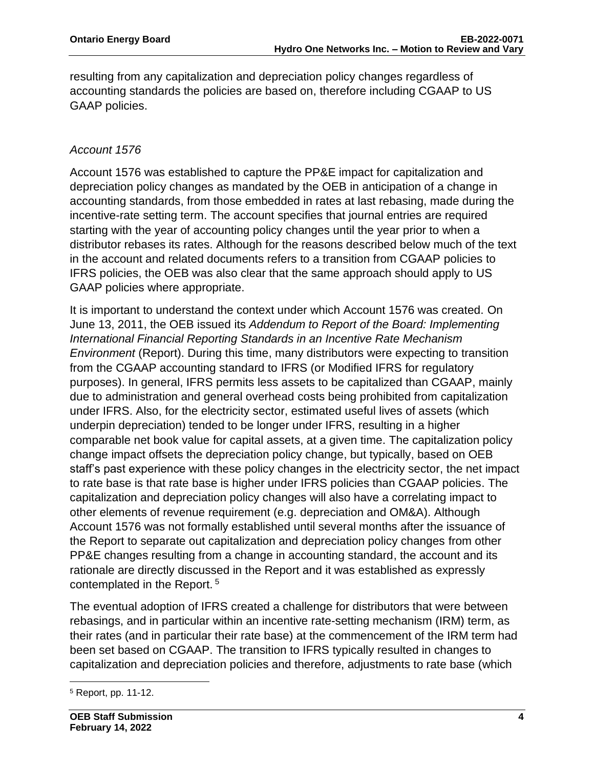resulting from any capitalization and depreciation policy changes regardless of accounting standards the policies are based on, therefore including CGAAP to US GAAP policies.

*Account 1576*

Account 1576 was established to capture the PP&E impact for capitalization and depreciation policy changes as mandated by the OEB in anticipation of a change in accounting standards, from those embedded in rates at last rebasing, made during the incentive-rate setting term. The account specifies that journal entries are required starting with the year of accounting policy changes until the year prior to when a distributor rebases its rates. Although for the reasons described below much of the text in the account and related documents refers to a transition from CGAAP policies to IFRS policies, the OEB was also clear that the same approach should apply to US GAAP policies where appropriate.

It is important to understand the context under which Account 1576 was created. On June 13, 2011, the OEB issued its *Addendum to Report of the Board: Implementing International Financial Reporting Standards in an Incentive Rate Mechanism Environment* (Report). During this time, many distributors were expecting to transition from the CGAAP accounting standard to IFRS (or Modified IFRS for regulatory purposes). In general, IFRS permits less assets to be capitalized than CGAAP, mainly due to administration and general overhead costs being prohibited from capitalization under IFRS. Also, for the electricity sector, estimated useful lives of assets (which underpin depreciation) tended to be longer under IFRS, resulting in a higher comparable net book value for capital assets, at a given time. The capitalization policy change impact offsets the depreciation policy change, but typically, based on OEB staff's past experience with these policy changes in the electricity sector, the net impact to rate base is that rate base is higher under IFRS policies than CGAAP policies. The capitalization and depreciation policy changes will also have a correlating impact to other elements of revenue requirement (e.g. depreciation and OM&A). Although Account 1576 was not formally established until several months after the issuance of the Report to separate out capitalization and depreciation policy changes from other PP&E changes resulting from a change in accounting standard, the account and its rationale are directly discussed in the Report and it was established as expressly contemplated in the Report. [5]

The eventual adoption of IFRS created a challenge for distributors that were between rebasings, and in particular within an incentive rate-setting mechanism (IRM) term, as their rates (and in particular their rate base) at the commencement of the IRM term had been set based on CGAAP. The transition to IFRS typically resulted in changes to capitalization and depreciation policies and therefore, adjustments to rate base (which

[5] Report, pp. 11-12.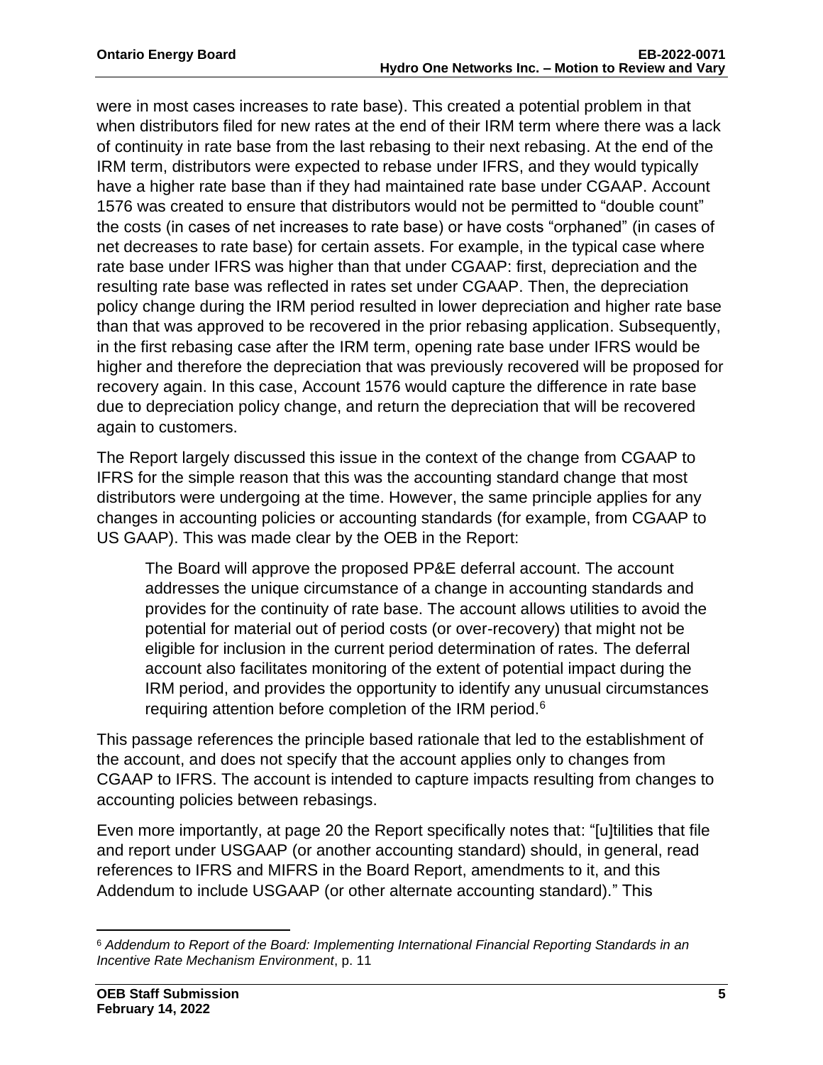were in most cases increases to rate base). This created a potential problem in that when distributors filed for new rates at the end of their IRM term where there was a lack of continuity in rate base from the last rebasing to their next rebasing. At the end of the IRM term, distributors were expected to rebase under IFRS, and they would typically have a higher rate base than if they had maintained rate base under CGAAP. Account 1576 was created to ensure that distributors would not be permitted to "double count" the costs (in cases of net increases to rate base) or have costs "orphaned" (in cases of net decreases to rate base) for certain assets. For example, in the typical case where rate base under IFRS was higher than that under CGAAP: first, depreciation and the resulting rate base was reflected in rates set under CGAAP. Then, the depreciation policy change during the IRM period resulted in lower depreciation and higher rate base than that was approved to be recovered in the prior rebasing application. Subsequently, in the first rebasing case after the IRM term, opening rate base under IFRS would be higher and therefore the depreciation that was previously recovered will be proposed for recovery again. In this case, Account 1576 would capture the difference in rate base due to depreciation policy change, and return the depreciation that will be recovered again to customers.

The Report largely discussed this issue in the context of the change from CGAAP to IFRS for the simple reason that this was the accounting standard change that most distributors were undergoing at the time. However, the same principle applies for any changes in accounting policies or accounting standards (for example, from CGAAP to US GAAP). This was made clear by the OEB in the Report:

> The Board will approve the proposed PP&E deferral account. The account addresses the unique circumstance of a change in accounting standards and provides for the continuity of rate base. The account allows utilities to avoid the potential for material out of period costs (or over-recovery) that might not be eligible for inclusion in the current period determination of rates. The deferral account also facilitates monitoring of the extent of potential impact during the IRM period, and provides the opportunity to identify any unusual circumstances requiring attention before completion of the IRM period.[6]

This passage references the principle based rationale that led to the establishment of the account, and does not specify that the account applies only to changes from CGAAP to IFRS. The account is intended to capture impacts resulting from changes to accounting policies between rebasings.

Even more importantly, at page 20 the Report specifically notes that: "[u]tilities that file and report under USGAAP (or another accounting standard) should, in general, read references to IFRS and MIFRS in the Board Report, amendments to it, and this Addendum to include USGAAP (or other alternate accounting standard)." This

---

[6] *Addendum to Report of the Board: Implementing International Financial Reporting Standards in an Incentive Rate Mechanism Environment*, p. 11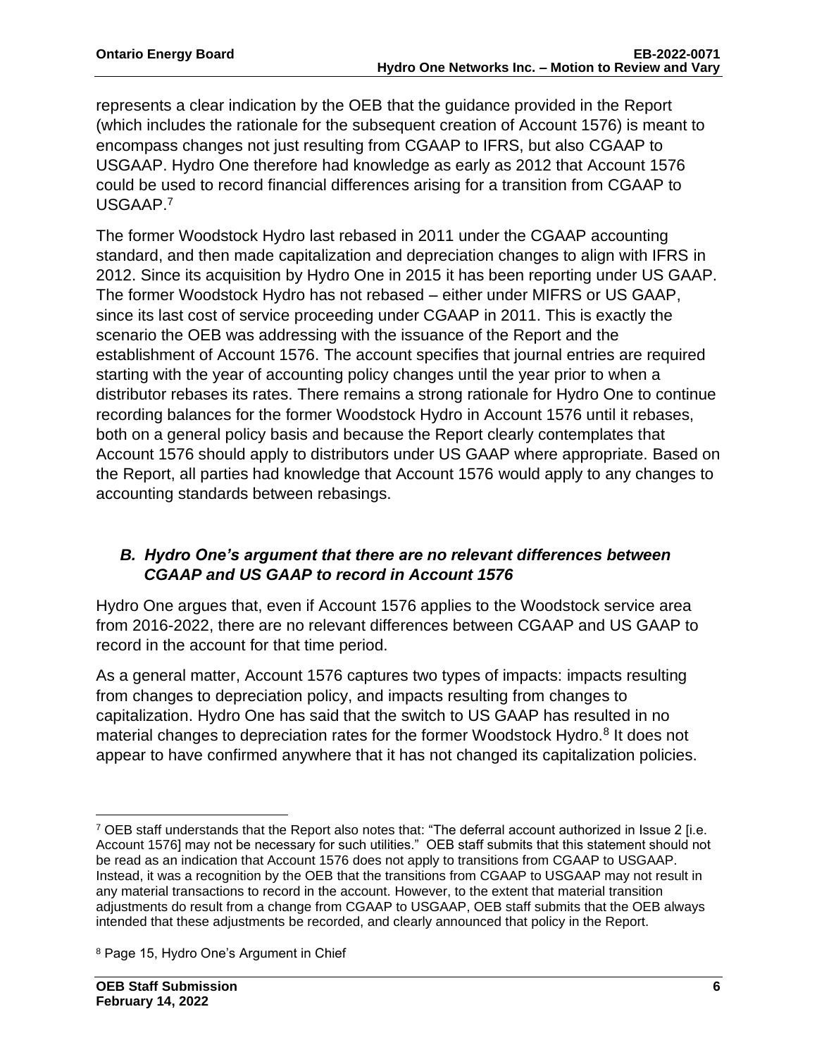represents a clear indication by the OEB that the guidance provided in the Report (which includes the rationale for the subsequent creation of Account 1576) is meant to encompass changes not just resulting from CGAAP to IFRS, but also CGAAP to USGAAP. Hydro One therefore had knowledge as early as 2012 that Account 1576 could be used to record financial differences arising for a transition from CGAAP to USGAAP.[7]

The former Woodstock Hydro last rebased in 2011 under the CGAAP accounting standard, and then made capitalization and depreciation changes to align with IFRS in 2012. Since its acquisition by Hydro One in 2015 it has been reporting under US GAAP. The former Woodstock Hydro has not rebased – either under MIFRS or US GAAP, since its last cost of service proceeding under CGAAP in 2011. This is exactly the scenario the OEB was addressing with the issuance of the Report and the establishment of Account 1576. The account specifies that journal entries are required starting with the year of accounting policy changes until the year prior to when a distributor rebases its rates. There remains a strong rationale for Hydro One to continue recording balances for the former Woodstock Hydro in Account 1576 until it rebases, both on a general policy basis and because the Report clearly contemplates that Account 1576 should apply to distributors under US GAAP where appropriate. Based on the Report, all parties had knowledge that Account 1576 would apply to any changes to accounting standards between rebasings.

### *B. Hydro One's argument that there are no relevant differences between CGAAP and US GAAP to record in Account 1576*

Hydro One argues that, even if Account 1576 applies to the Woodstock service area from 2016-2022, there are no relevant differences between CGAAP and US GAAP to record in the account for that time period.

As a general matter, Account 1576 captures two types of impacts: impacts resulting from changes to depreciation policy, and impacts resulting from changes to capitalization. Hydro One has said that the switch to US GAAP has resulted in no material changes to depreciation rates for the former Woodstock Hydro.[8] It does not appear to have confirmed anywhere that it has not changed its capitalization policies.

---

[7] OEB staff understands that the Report also notes that: "The deferral account authorized in Issue 2 [i.e. Account 1576] may not be necessary for such utilities." OEB staff submits that this statement should not be read as an indication that Account 1576 does not apply to transitions from CGAAP to USGAAP. Instead, it was a recognition by the OEB that the transitions from CGAAP to USGAAP may not result in any material transactions to record in the account. However, to the extent that material transition adjustments do result from a change from CGAAP to USGAAP, OEB staff submits that the OEB always intended that these adjustments be recorded, and clearly announced that policy in the Report.

[8] Page 15, Hydro One's Argument in Chief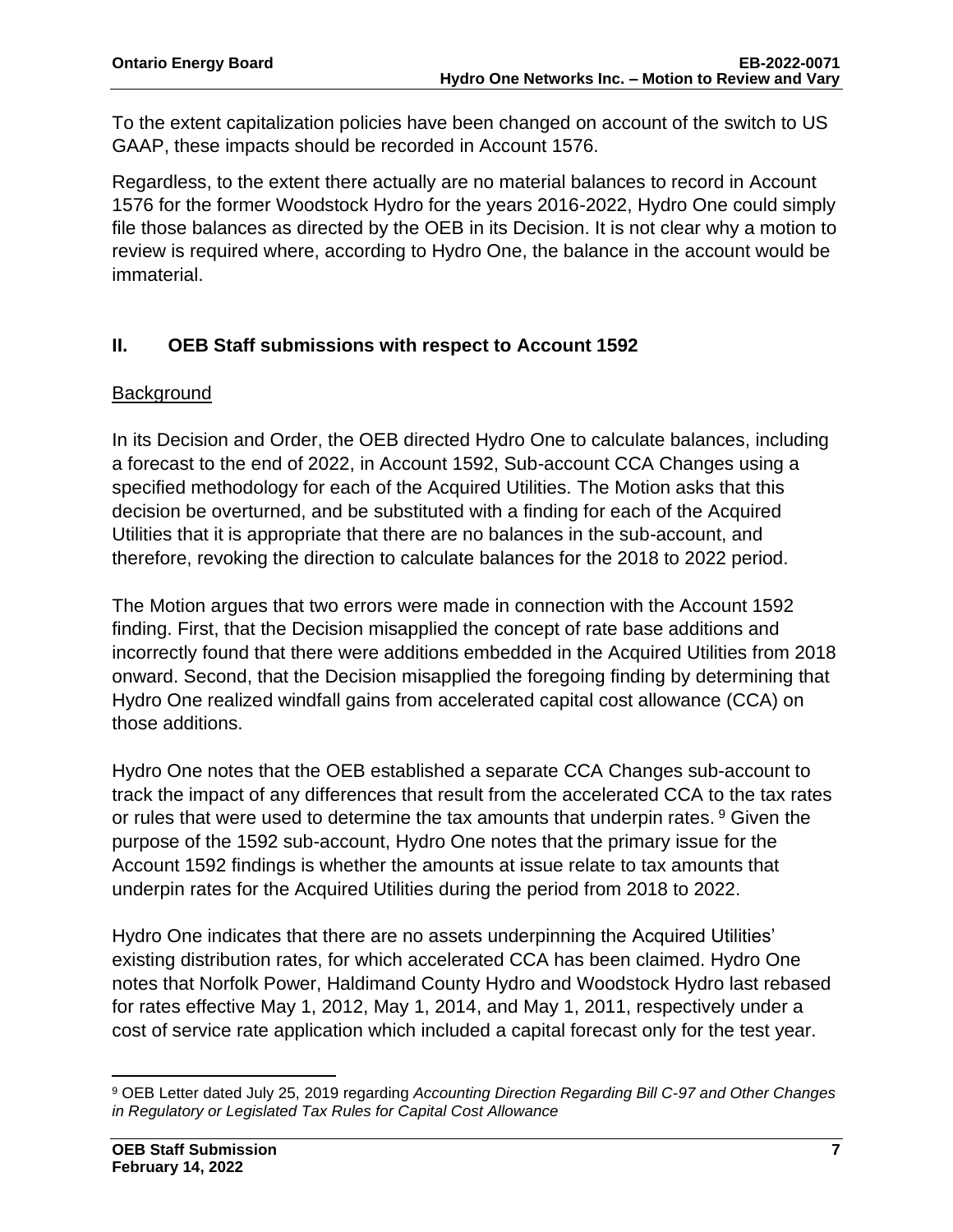To the extent capitalization policies have been changed on account of the switch to US GAAP, these impacts should be recorded in Account 1576.

Regardless, to the extent there actually are no material balances to record in Account 1576 for the former Woodstock Hydro for the years 2016-2022, Hydro One could simply file those balances as directed by the OEB in its Decision. It is not clear why a motion to review is required where, according to Hydro One, the balance in the account would be immaterial.

## II. OEB Staff submissions with respect to Account 1592

### Background

In its Decision and Order, the OEB directed Hydro One to calculate balances, including a forecast to the end of 2022, in Account 1592, Sub-account CCA Changes using a specified methodology for each of the Acquired Utilities. The Motion asks that this decision be overturned, and be substituted with a finding for each of the Acquired Utilities that it is appropriate that there are no balances in the sub-account, and therefore, revoking the direction to calculate balances for the 2018 to 2022 period.

The Motion argues that two errors were made in connection with the Account 1592 finding. First, that the Decision misapplied the concept of rate base additions and incorrectly found that there were additions embedded in the Acquired Utilities from 2018 onward. Second, that the Decision misapplied the foregoing finding by determining that Hydro One realized windfall gains from accelerated capital cost allowance (CCA) on those additions.

Hydro One notes that the OEB established a separate CCA Changes sub-account to track the impact of any differences that result from the accelerated CCA to the tax rates or rules that were used to determine the tax amounts that underpin rates. [9] Given the purpose of the 1592 sub-account, Hydro One notes that the primary issue for the Account 1592 findings is whether the amounts at issue relate to tax amounts that underpin rates for the Acquired Utilities during the period from 2018 to 2022.

Hydro One indicates that there are no assets underpinning the Acquired Utilities' existing distribution rates, for which accelerated CCA has been claimed. Hydro One notes that Norfolk Power, Haldimand County Hydro and Woodstock Hydro last rebased for rates effective May 1, 2012, May 1, 2014, and May 1, 2011, respectively under a cost of service rate application which included a capital forecast only for the test year.

---

[9] OEB Letter dated July 25, 2019 regarding *Accounting Direction Regarding Bill C-97 and Other Changes in Regulatory or Legislated Tax Rules for Capital Cost Allowance*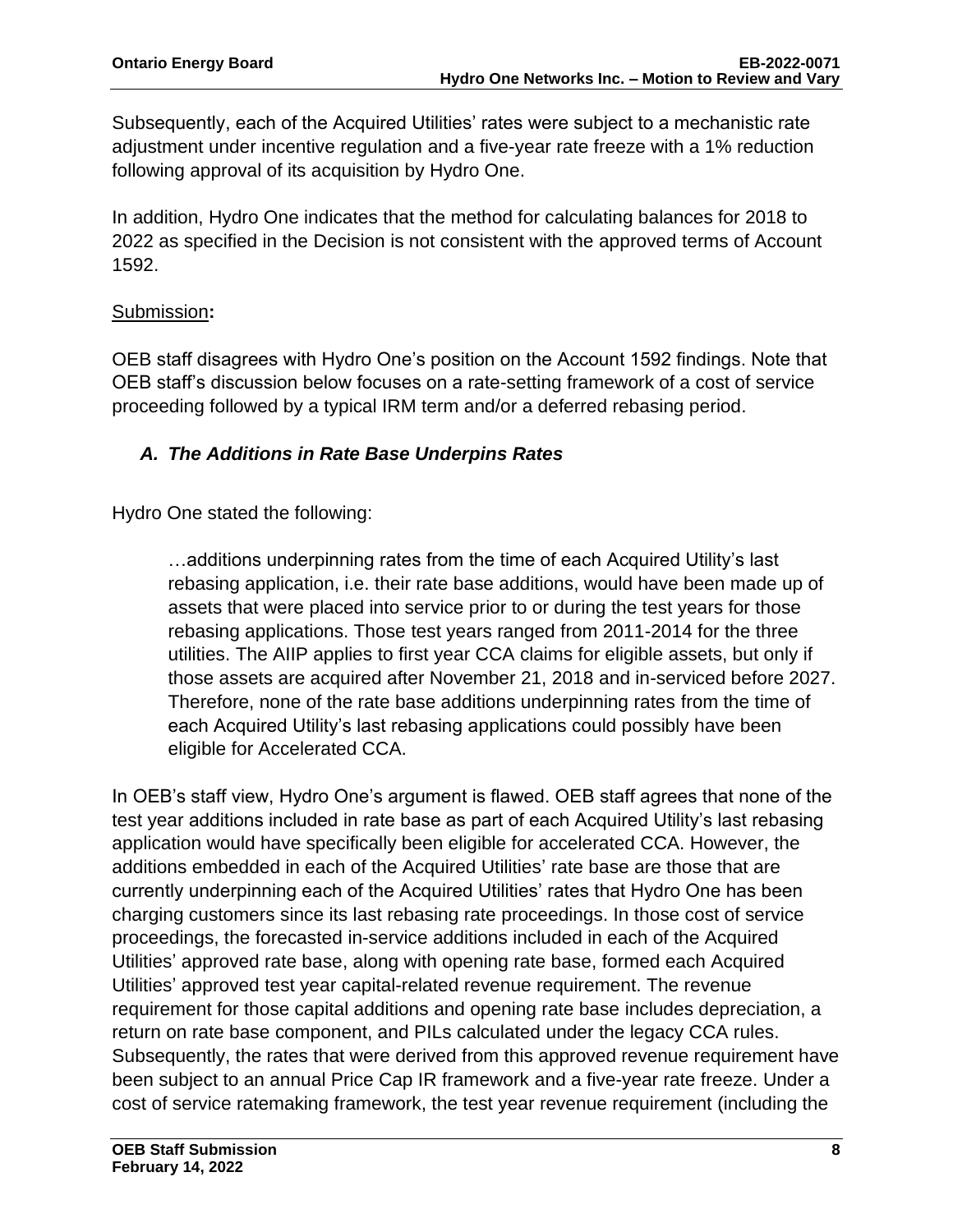Subsequently, each of the Acquired Utilities' rates were subject to a mechanistic rate adjustment under incentive regulation and a five-year rate freeze with a 1% reduction following approval of its acquisition by Hydro One.

In addition, Hydro One indicates that the method for calculating balances for 2018 to 2022 as specified in the Decision is not consistent with the approved terms of Account 1592.

Submission**:**

OEB staff disagrees with Hydro One's position on the Account 1592 findings. Note that OEB staff's discussion below focuses on a rate-setting framework of a cost of service proceeding followed by a typical IRM term and/or a deferred rebasing period.

### *A. The Additions in Rate Base Underpins Rates*

Hydro One stated the following:

> …additions underpinning rates from the time of each Acquired Utility's last rebasing application, i.e. their rate base additions, would have been made up of assets that were placed into service prior to or during the test years for those rebasing applications. Those test years ranged from 2011-2014 for the three utilities. The AIIP applies to first year CCA claims for eligible assets, but only if those assets are acquired after November 21, 2018 and in-serviced before 2027. Therefore, none of the rate base additions underpinning rates from the time of each Acquired Utility's last rebasing applications could possibly have been eligible for Accelerated CCA.

In OEB's staff view, Hydro One's argument is flawed. OEB staff agrees that none of the test year additions included in rate base as part of each Acquired Utility's last rebasing application would have specifically been eligible for accelerated CCA. However, the additions embedded in each of the Acquired Utilities' rate base are those that are currently underpinning each of the Acquired Utilities' rates that Hydro One has been charging customers since its last rebasing rate proceedings. In those cost of service proceedings, the forecasted in-service additions included in each of the Acquired Utilities' approved rate base, along with opening rate base, formed each Acquired Utilities' approved test year capital-related revenue requirement. The revenue requirement for those capital additions and opening rate base includes depreciation, a return on rate base component, and PILs calculated under the legacy CCA rules. Subsequently, the rates that were derived from this approved revenue requirement have been subject to an annual Price Cap IR framework and a five-year rate freeze. Under a cost of service ratemaking framework, the test year revenue requirement (including the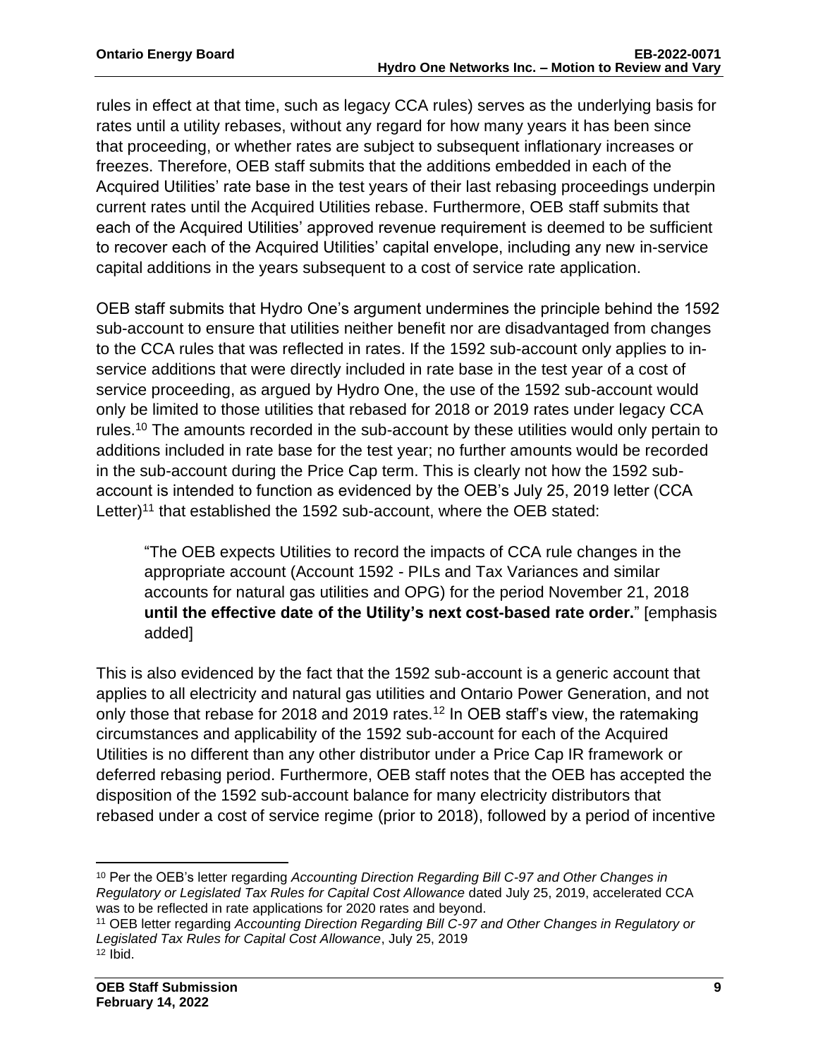rules in effect at that time, such as legacy CCA rules) serves as the underlying basis for rates until a utility rebases, without any regard for how many years it has been since that proceeding, or whether rates are subject to subsequent inflationary increases or freezes. Therefore, OEB staff submits that the additions embedded in each of the Acquired Utilities' rate base in the test years of their last rebasing proceedings underpin current rates until the Acquired Utilities rebase. Furthermore, OEB staff submits that each of the Acquired Utilities' approved revenue requirement is deemed to be sufficient to recover each of the Acquired Utilities' capital envelope, including any new in-service capital additions in the years subsequent to a cost of service rate application.

OEB staff submits that Hydro One's argument undermines the principle behind the 1592 sub-account to ensure that utilities neither benefit nor are disadvantaged from changes to the CCA rules that was reflected in rates. If the 1592 sub-account only applies to in-service additions that were directly included in rate base in the test year of a cost of service proceeding, as argued by Hydro One, the use of the 1592 sub-account would only be limited to those utilities that rebased for 2018 or 2019 rates under legacy CCA rules.[10] The amounts recorded in the sub-account by these utilities would only pertain to additions included in rate base for the test year; no further amounts would be recorded in the sub-account during the Price Cap term. This is clearly not how the 1592 sub-account is intended to function as evidenced by the OEB's July 25, 2019 letter (CCA Letter)[11] that established the 1592 sub-account, where the OEB stated:

> "The OEB expects Utilities to record the impacts of CCA rule changes in the appropriate account (Account 1592 - PILs and Tax Variances and similar accounts for natural gas utilities and OPG) for the period November 21, 2018 **until the effective date of the Utility's next cost-based rate order.**" [emphasis added]

This is also evidenced by the fact that the 1592 sub-account is a generic account that applies to all electricity and natural gas utilities and Ontario Power Generation, and not only those that rebase for 2018 and 2019 rates.[12] In OEB staff's view, the ratemaking circumstances and applicability of the 1592 sub-account for each of the Acquired Utilities is no different than any other distributor under a Price Cap IR framework or deferred rebasing period. Furthermore, OEB staff notes that the OEB has accepted the disposition of the 1592 sub-account balance for many electricity distributors that rebased under a cost of service regime (prior to 2018), followed by a period of incentive

---

[10] Per the OEB's letter regarding *Accounting Direction Regarding Bill C-97 and Other Changes in Regulatory or Legislated Tax Rules for Capital Cost Allowance* dated July 25, 2019, accelerated CCA was to be reflected in rate applications for 2020 rates and beyond.

[11] OEB letter regarding *Accounting Direction Regarding Bill C-97 and Other Changes in Regulatory or Legislated Tax Rules for Capital Cost Allowance*, July 25, 2019

[12] Ibid.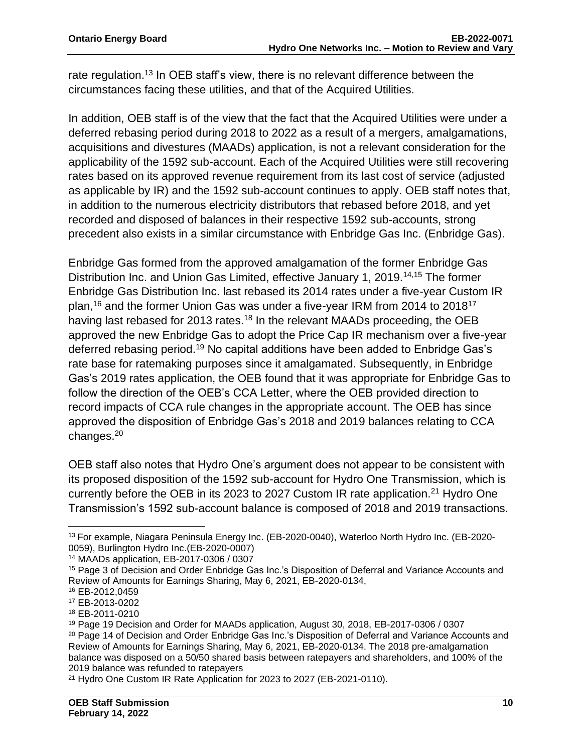rate regulation.[13] In OEB staff's view, there is no relevant difference between the circumstances facing these utilities, and that of the Acquired Utilities.

In addition, OEB staff is of the view that the fact that the Acquired Utilities were under a deferred rebasing period during 2018 to 2022 as a result of a mergers, amalgamations, acquisitions and divestures (MAADs) application, is not a relevant consideration for the applicability of the 1592 sub-account. Each of the Acquired Utilities were still recovering rates based on its approved revenue requirement from its last cost of service (adjusted as applicable by IR) and the 1592 sub-account continues to apply. OEB staff notes that, in addition to the numerous electricity distributors that rebased before 2018, and yet recorded and disposed of balances in their respective 1592 sub-accounts, strong precedent also exists in a similar circumstance with Enbridge Gas Inc. (Enbridge Gas).

Enbridge Gas formed from the approved amalgamation of the former Enbridge Gas Distribution Inc. and Union Gas Limited, effective January 1, 2019.[14,15] The former Enbridge Gas Distribution Inc. last rebased its 2014 rates under a five-year Custom IR plan,[16] and the former Union Gas was under a five-year IRM from 2014 to 2018[17] having last rebased for 2013 rates.[18] In the relevant MAADs proceeding, the OEB approved the new Enbridge Gas to adopt the Price Cap IR mechanism over a five-year deferred rebasing period.[19] No capital additions have been added to Enbridge Gas's rate base for ratemaking purposes since it amalgamated. Subsequently, in Enbridge Gas's 2019 rates application, the OEB found that it was appropriate for Enbridge Gas to follow the direction of the OEB's CCA Letter, where the OEB provided direction to record impacts of CCA rule changes in the appropriate account. The OEB has since approved the disposition of Enbridge Gas's 2018 and 2019 balances relating to CCA changes.[20]

OEB staff also notes that Hydro One's argument does not appear to be consistent with its proposed disposition of the 1592 sub-account for Hydro One Transmission, which is currently before the OEB in its 2023 to 2027 Custom IR rate application.[21] Hydro One Transmission's 1592 sub-account balance is composed of 2018 and 2019 transactions.

---

[13] For example, Niagara Peninsula Energy Inc. (EB-2020-0040), Waterloo North Hydro Inc. (EB-2020-0059), Burlington Hydro Inc.(EB-2020-0007)

[14] MAADs application, EB-2017-0306 / 0307

[15] Page 3 of Decision and Order Enbridge Gas Inc.'s Disposition of Deferral and Variance Accounts and Review of Amounts for Earnings Sharing, May 6, 2021, EB-2020-0134,

[16] EB-2012,0459

[17] EB-2013-0202

[18] EB-2011-0210

[19] Page 19 Decision and Order for MAADs application, August 30, 2018, EB-2017-0306 / 0307

[20] Page 14 of Decision and Order Enbridge Gas Inc.'s Disposition of Deferral and Variance Accounts and Review of Amounts for Earnings Sharing, May 6, 2021, EB-2020-0134. The 2018 pre-amalgamation balance was disposed on a 50/50 shared basis between ratepayers and shareholders, and 100% of the 2019 balance was refunded to ratepayers

[21] Hydro One Custom IR Rate Application for 2023 to 2027 (EB-2021-0110).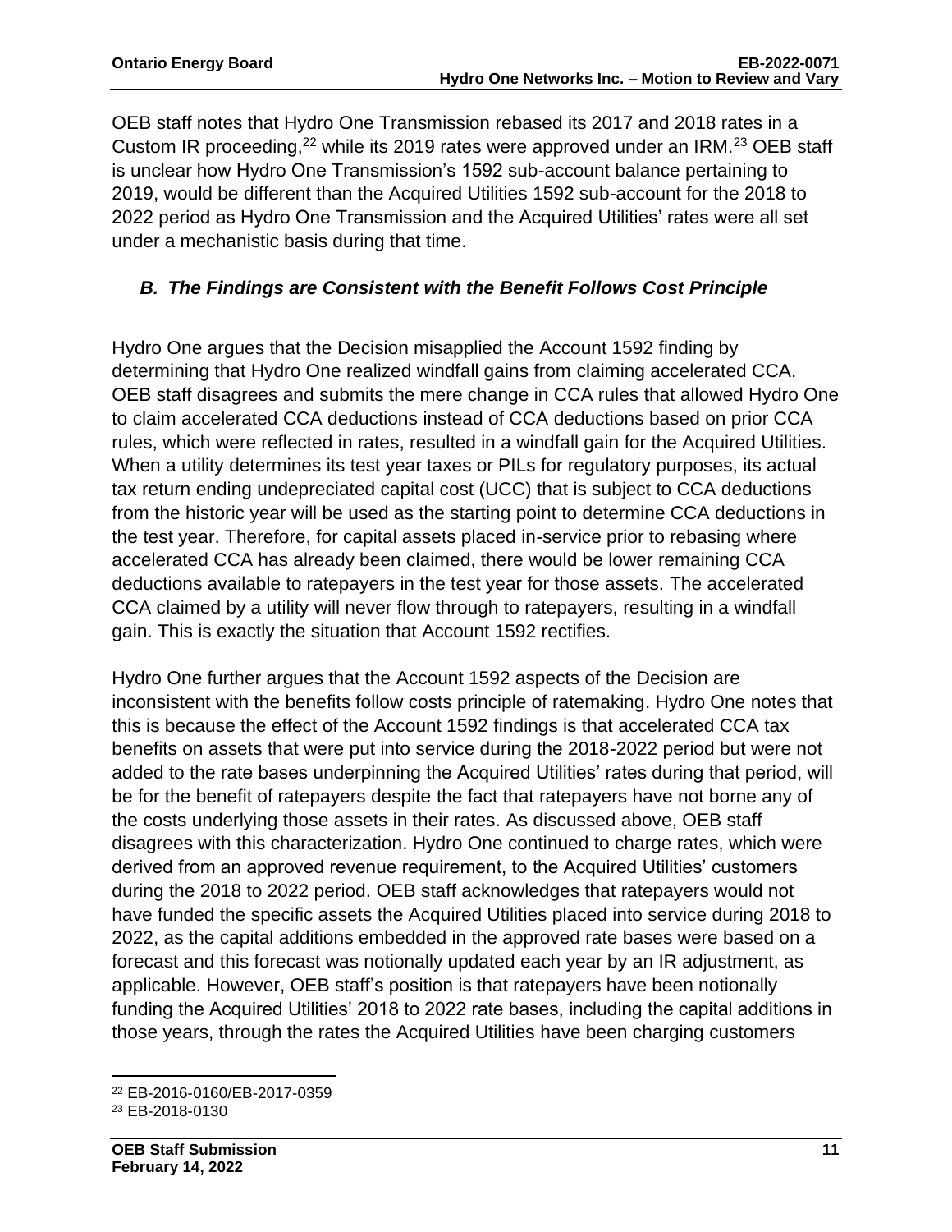OEB staff notes that Hydro One Transmission rebased its 2017 and 2018 rates in a Custom IR proceeding,[22] while its 2019 rates were approved under an IRM.[23] OEB staff is unclear how Hydro One Transmission's 1592 sub-account balance pertaining to 2019, would be different than the Acquired Utilities 1592 sub-account for the 2018 to 2022 period as Hydro One Transmission and the Acquired Utilities' rates were all set under a mechanistic basis during that time.

### *B. The Findings are Consistent with the Benefit Follows Cost Principle*

Hydro One argues that the Decision misapplied the Account 1592 finding by determining that Hydro One realized windfall gains from claiming accelerated CCA. OEB staff disagrees and submits the mere change in CCA rules that allowed Hydro One to claim accelerated CCA deductions instead of CCA deductions based on prior CCA rules, which were reflected in rates, resulted in a windfall gain for the Acquired Utilities. When a utility determines its test year taxes or PILs for regulatory purposes, its actual tax return ending undepreciated capital cost (UCC) that is subject to CCA deductions from the historic year will be used as the starting point to determine CCA deductions in the test year. Therefore, for capital assets placed in-service prior to rebasing where accelerated CCA has already been claimed, there would be lower remaining CCA deductions available to ratepayers in the test year for those assets. The accelerated CCA claimed by a utility will never flow through to ratepayers, resulting in a windfall gain. This is exactly the situation that Account 1592 rectifies.

Hydro One further argues that the Account 1592 aspects of the Decision are inconsistent with the benefits follow costs principle of ratemaking. Hydro One notes that this is because the effect of the Account 1592 findings is that accelerated CCA tax benefits on assets that were put into service during the 2018-2022 period but were not added to the rate bases underpinning the Acquired Utilities' rates during that period, will be for the benefit of ratepayers despite the fact that ratepayers have not borne any of the costs underlying those assets in their rates. As discussed above, OEB staff disagrees with this characterization. Hydro One continued to charge rates, which were derived from an approved revenue requirement, to the Acquired Utilities' customers during the 2018 to 2022 period. OEB staff acknowledges that ratepayers would not have funded the specific assets the Acquired Utilities placed into service during 2018 to 2022, as the capital additions embedded in the approved rate bases were based on a forecast and this forecast was notionally updated each year by an IR adjustment, as applicable. However, OEB staff's position is that ratepayers have been notionally funding the Acquired Utilities' 2018 to 2022 rate bases, including the capital additions in those years, through the rates the Acquired Utilities have been charging customers

---

[22] EB-2016-0160/EB-2017-0359

[23] EB-2018-0130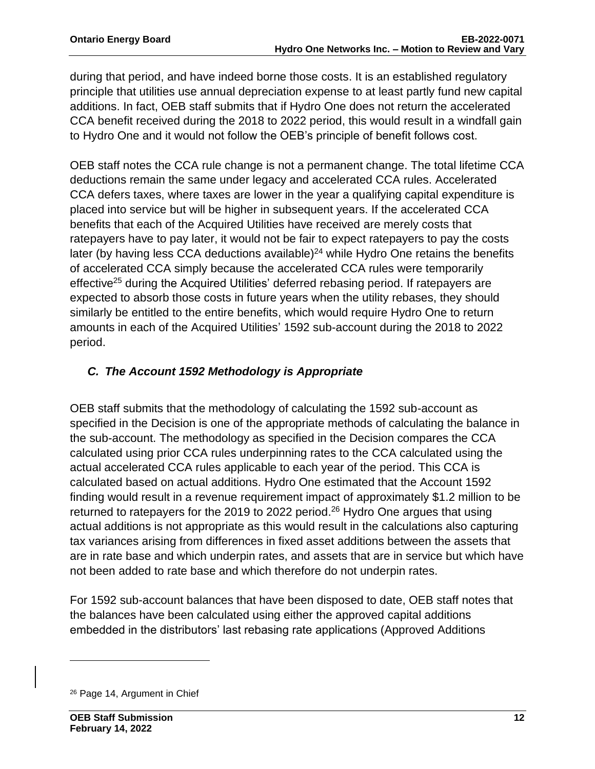during that period, and have indeed borne those costs. It is an established regulatory principle that utilities use annual depreciation expense to at least partly fund new capital additions. In fact, OEB staff submits that if Hydro One does not return the accelerated CCA benefit received during the 2018 to 2022 period, this would result in a windfall gain to Hydro One and it would not follow the OEB's principle of benefit follows cost.

OEB staff notes the CCA rule change is not a permanent change. The total lifetime CCA deductions remain the same under legacy and accelerated CCA rules. Accelerated CCA defers taxes, where taxes are lower in the year a qualifying capital expenditure is placed into service but will be higher in subsequent years. If the accelerated CCA benefits that each of the Acquired Utilities have received are merely costs that ratepayers have to pay later, it would not be fair to expect ratepayers to pay the costs later (by having less CCA deductions available)[24] while Hydro One retains the benefits of accelerated CCA simply because the accelerated CCA rules were temporarily effective[25] during the Acquired Utilities' deferred rebasing period. If ratepayers are expected to absorb those costs in future years when the utility rebases, they should similarly be entitled to the entire benefits, which would require Hydro One to return amounts in each of the Acquired Utilities' 1592 sub-account during the 2018 to 2022 period.

### *C. The Account 1592 Methodology is Appropriate*

OEB staff submits that the methodology of calculating the 1592 sub-account as specified in the Decision is one of the appropriate methods of calculating the balance in the sub-account. The methodology as specified in the Decision compares the CCA calculated using prior CCA rules underpinning rates to the CCA calculated using the actual accelerated CCA rules applicable to each year of the period. This CCA is calculated based on actual additions. Hydro One estimated that the Account 1592 finding would result in a revenue requirement impact of approximately $1.2 million to be returned to ratepayers for the 2019 to 2022 period.[26] Hydro One argues that using actual additions is not appropriate as this would result in the calculations also capturing tax variances arising from differences in fixed asset additions between the assets that are in rate base and which underpin rates, and assets that are in service but which have not been added to rate base and which therefore do not underpin rates.

For 1592 sub-account balances that have been disposed to date, OEB staff notes that the balances have been calculated using either the approved capital additions embedded in the distributors' last rebasing rate applications (Approved Additions

---

[26] Page 14, Argument in Chief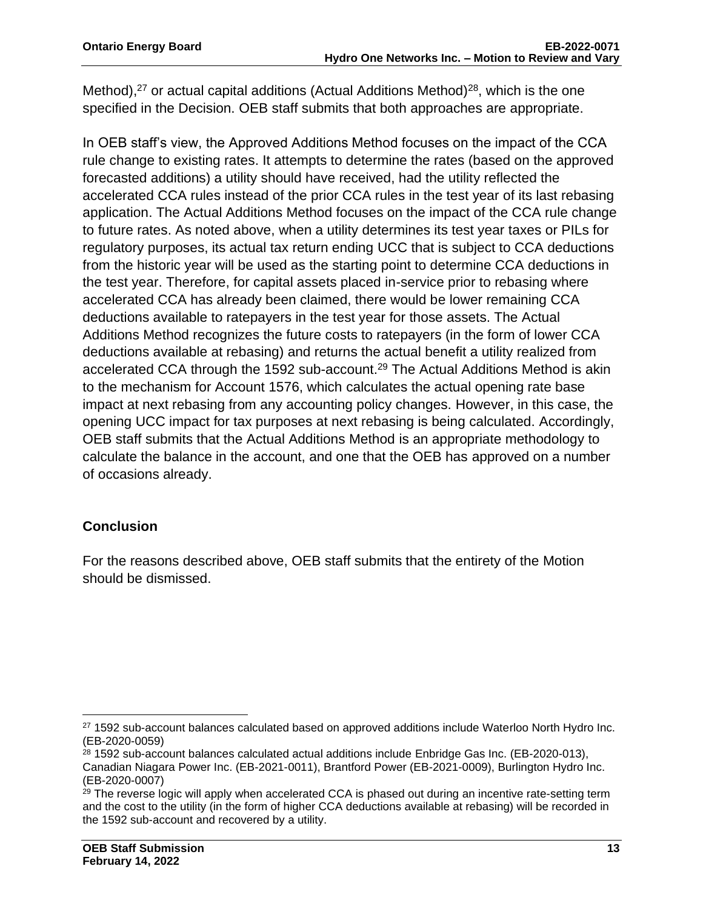Method),[27] or actual capital additions (Actual Additions Method)[28], which is the one specified in the Decision. OEB staff submits that both approaches are appropriate.

In OEB staff's view, the Approved Additions Method focuses on the impact of the CCA rule change to existing rates. It attempts to determine the rates (based on the approved forecasted additions) a utility should have received, had the utility reflected the accelerated CCA rules instead of the prior CCA rules in the test year of its last rebasing application. The Actual Additions Method focuses on the impact of the CCA rule change to future rates. As noted above, when a utility determines its test year taxes or PILs for regulatory purposes, its actual tax return ending UCC that is subject to CCA deductions from the historic year will be used as the starting point to determine CCA deductions in the test year. Therefore, for capital assets placed in-service prior to rebasing where accelerated CCA has already been claimed, there would be lower remaining CCA deductions available to ratepayers in the test year for those assets. The Actual Additions Method recognizes the future costs to ratepayers (in the form of lower CCA deductions available at rebasing) and returns the actual benefit a utility realized from accelerated CCA through the 1592 sub-account.[29] The Actual Additions Method is akin to the mechanism for Account 1576, which calculates the actual opening rate base impact at next rebasing from any accounting policy changes. However, in this case, the opening UCC impact for tax purposes at next rebasing is being calculated. Accordingly, OEB staff submits that the Actual Additions Method is an appropriate methodology to calculate the balance in the account, and one that the OEB has approved on a number of occasions already.

## Conclusion

For the reasons described above, OEB staff submits that the entirety of the Motion should be dismissed.

---

[27] 1592 sub-account balances calculated based on approved additions include Waterloo North Hydro Inc. (EB-2020-0059)

[28] 1592 sub-account balances calculated actual additions include Enbridge Gas Inc. (EB-2020-013), Canadian Niagara Power Inc. (EB-2021-0011), Brantford Power (EB-2021-0009), Burlington Hydro Inc. (EB-2020-0007)

[29] The reverse logic will apply when accelerated CCA is phased out during an incentive rate-setting term and the cost to the utility (in the form of higher CCA deductions available at rebasing) will be recorded in the 1592 sub-account and recovered by a utility.